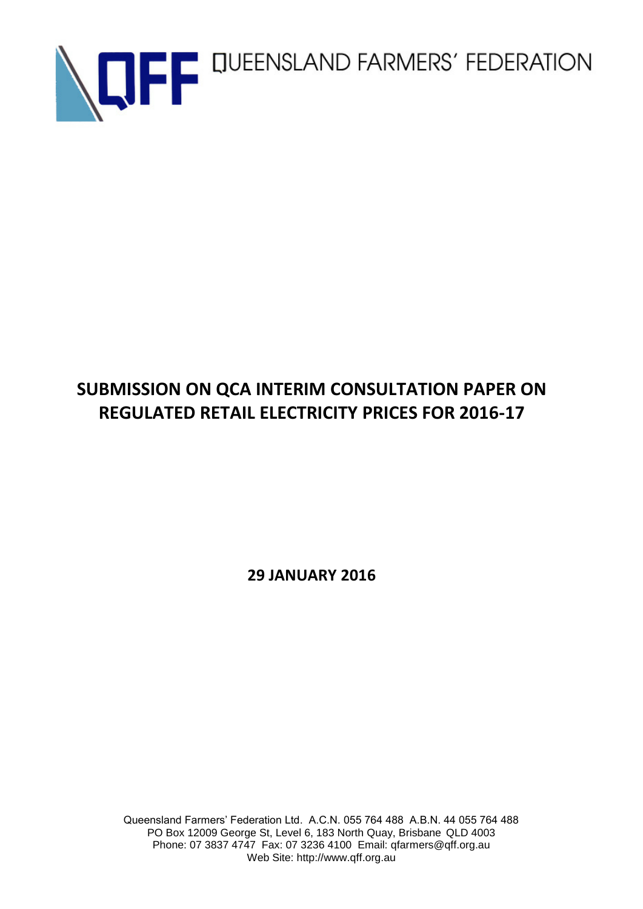QFF QUEENSLAND FARMERS' FEDERATION

# SUBMISSION ON QCA INTERIM CONSULTATION PAPER ON REGULATED RETAIL ELECTRICITY PRICES FOR 2016-17

**29 JANUARY 2016**

Queensland Farmers' Federation Ltd. A.C.N. 055 764 488 A.B.N. 44 055 764 488
PO Box 12009 George St, Level 6, 183 North Quay, Brisbane QLD 4003
Phone: 07 3837 4747 Fax: 07 3236 4100 Email: qfarmers@qff.org.au
Web Site: http://www.qff.org.au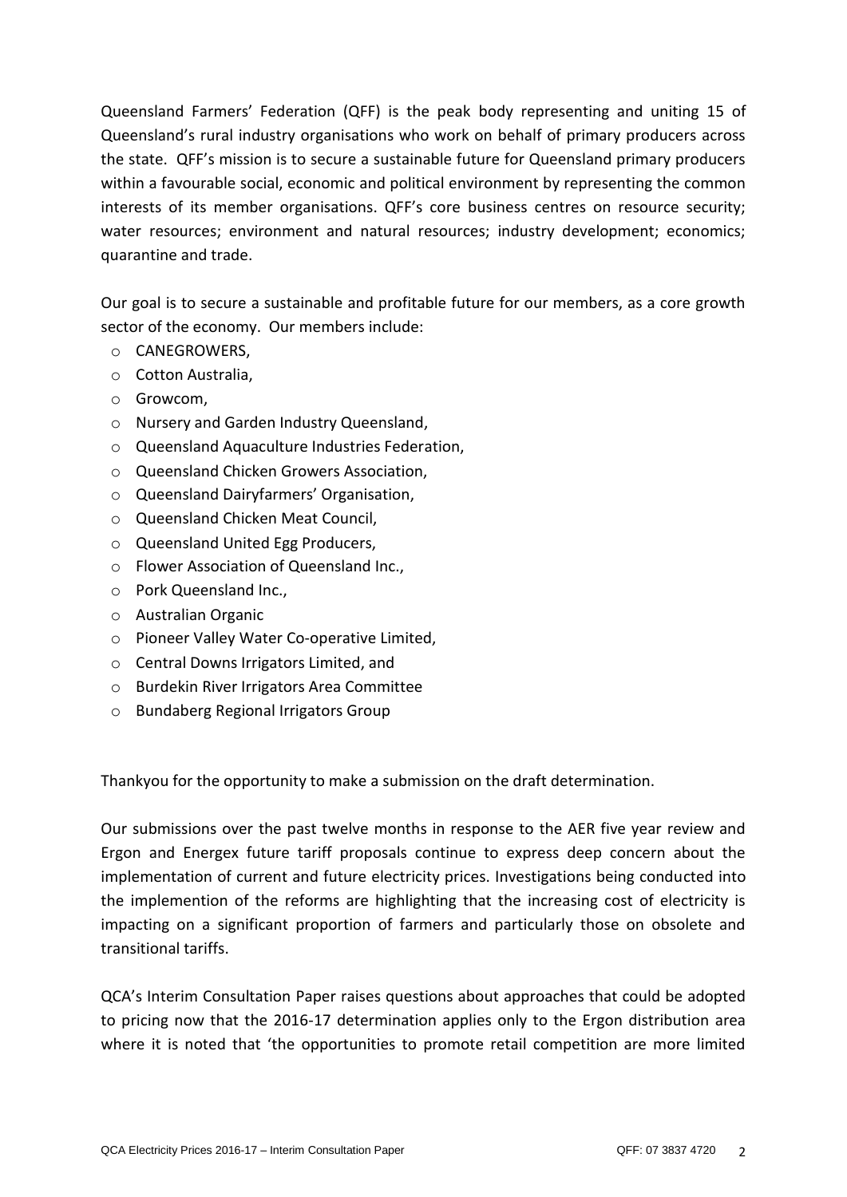Queensland Farmers' Federation (QFF) is the peak body representing and uniting 15 of Queensland's rural industry organisations who work on behalf of primary producers across the state. QFF's mission is to secure a sustainable future for Queensland primary producers within a favourable social, economic and political environment by representing the common interests of its member organisations. QFF's core business centres on resource security; water resources; environment and natural resources; industry development; economics; quarantine and trade.

Our goal is to secure a sustainable and profitable future for our members, as a core growth sector of the economy. Our members include:

- CANEGROWERS,
- Cotton Australia,
- Growcom,
- Nursery and Garden Industry Queensland,
- Queensland Aquaculture Industries Federation,
- Queensland Chicken Growers Association,
- Queensland Dairyfarmers' Organisation,
- Queensland Chicken Meat Council,
- Queensland United Egg Producers,
- Flower Association of Queensland Inc.,
- Pork Queensland Inc.,
- Australian Organic
- Pioneer Valley Water Co-operative Limited,
- Central Downs Irrigators Limited, and
- Burdekin River Irrigators Area Committee
- Bundaberg Regional Irrigators Group

Thankyou for the opportunity to make a submission on the draft determination.

Our submissions over the past twelve months in response to the AER five year review and Ergon and Energex future tariff proposals continue to express deep concern about the implementation of current and future electricity prices. Investigations being conducted into the implemention of the reforms are highlighting that the increasing cost of electricity is impacting on a significant proportion of farmers and particularly those on obsolete and transitional tariffs.

QCA's Interim Consultation Paper raises questions about approaches that could be adopted to pricing now that the 2016-17 determination applies only to the Ergon distribution area where it is noted that 'the opportunities to promote retail competition are more limited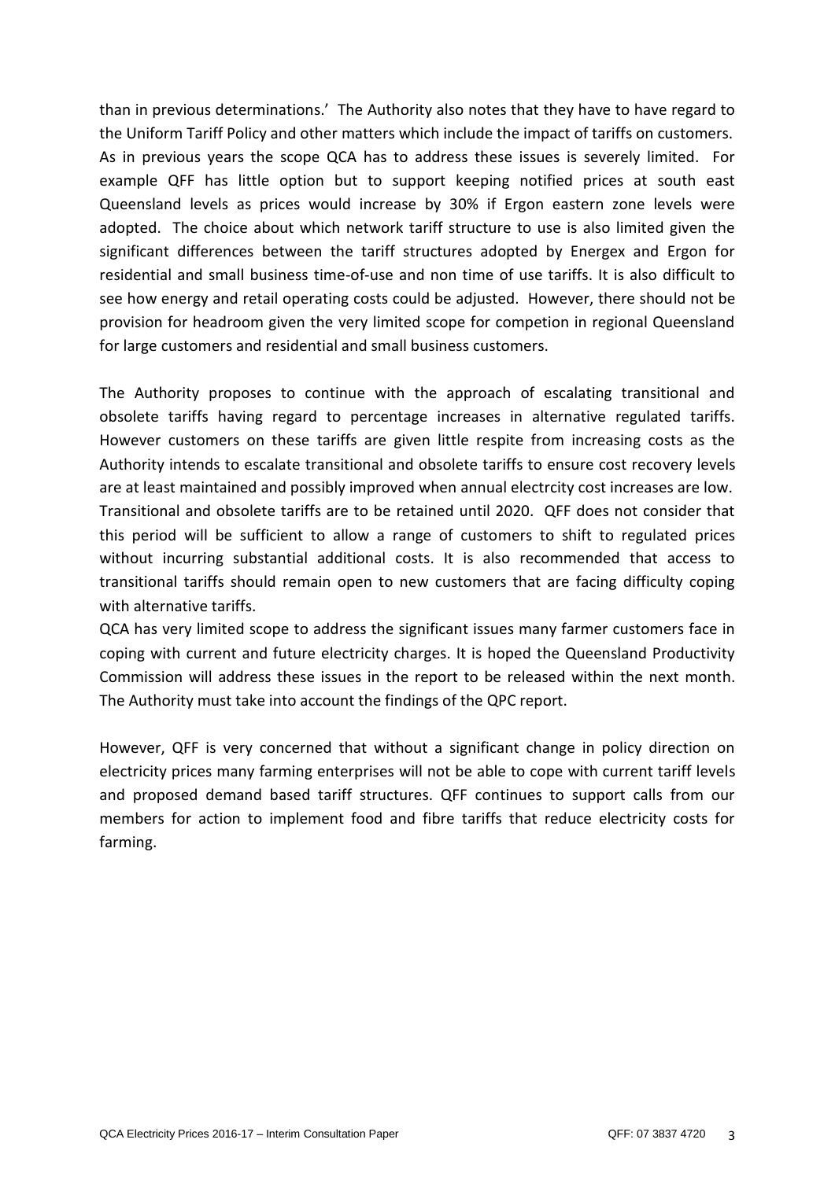than in previous determinations.' The Authority also notes that they have to have regard to the Uniform Tariff Policy and other matters which include the impact of tariffs on customers. As in previous years the scope QCA has to address these issues is severely limited. For example QFF has little option but to support keeping notified prices at south east Queensland levels as prices would increase by 30% if Ergon eastern zone levels were adopted. The choice about which network tariff structure to use is also limited given the significant differences between the tariff structures adopted by Energex and Ergon for residential and small business time-of-use and non time of use tariffs. It is also difficult to see how energy and retail operating costs could be adjusted. However, there should not be provision for headroom given the very limited scope for competion in regional Queensland for large customers and residential and small business customers.

The Authority proposes to continue with the approach of escalating transitional and obsolete tariffs having regard to percentage increases in alternative regulated tariffs. However customers on these tariffs are given little respite from increasing costs as the Authority intends to escalate transitional and obsolete tariffs to ensure cost recovery levels are at least maintained and possibly improved when annual electrcity cost increases are low. Transitional and obsolete tariffs are to be retained until 2020. QFF does not consider that this period will be sufficient to allow a range of customers to shift to regulated prices without incurring substantial additional costs. It is also recommended that access to transitional tariffs should remain open to new customers that are facing difficulty coping with alternative tariffs.

QCA has very limited scope to address the significant issues many farmer customers face in coping with current and future electricity charges. It is hoped the Queensland Productivity Commission will address these issues in the report to be released within the next month. The Authority must take into account the findings of the QPC report.

However, QFF is very concerned that without a significant change in policy direction on electricity prices many farming enterprises will not be able to cope with current tariff levels and proposed demand based tariff structures. QFF continues to support calls from our members for action to implement food and fibre tariffs that reduce electricity costs for farming.